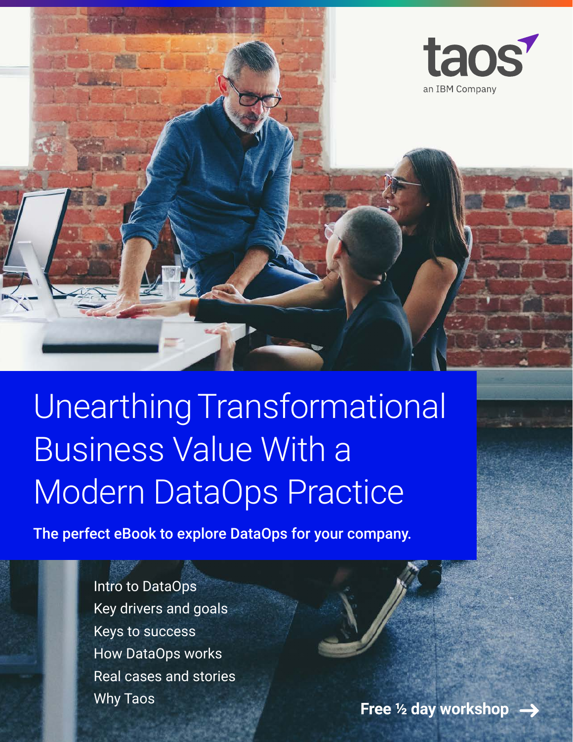taos

an IBM Company

# Unearthing Transformational Business Value With a Modern DataOps Practice

**The perfect eBook to explore DataOps for your company.**

- Intro to DataOps
- Key drivers and goals
- Keys to success
- How DataOps works
- Real cases and stories
- Why Taos

**Free ½ day workshop →**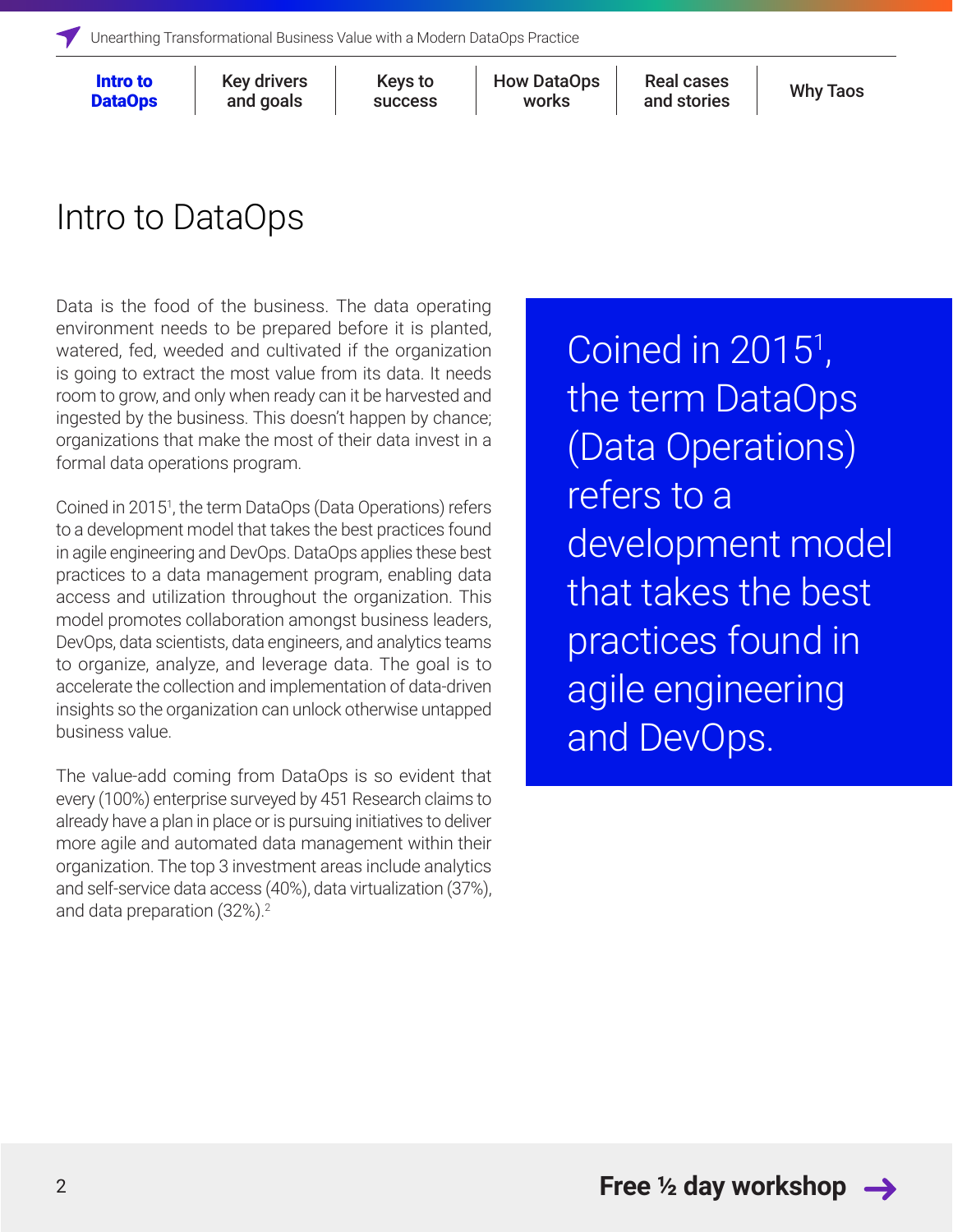# Intro to DataOps

Data is the food of the business. The data operating environment needs to be prepared before it is planted, watered, fed, weeded and cultivated if the organization is going to extract the most value from its data. It needs room to grow, and only when ready can it be harvested and ingested by the business. This doesn't happen by chance; organizations that make the most of their data invest in a formal data operations program.

Coined in 2015[1], the term DataOps (Data Operations) refers to a development model that takes the best practices found in agile engineering and DevOps. DataOps applies these best practices to a data management program, enabling data access and utilization throughout the organization. This model promotes collaboration amongst business leaders, DevOps, data scientists, data engineers, and analytics teams to organize, analyze, and leverage data. The goal is to accelerate the collection and implementation of data-driven insights so the organization can unlock otherwise untapped business value.

The value-add coming from DataOps is so evident that every (100%) enterprise surveyed by 451 Research claims to already have a plan in place or is pursuing initiatives to deliver more agile and automated data management within their organization. The top 3 investment areas include analytics and self-service data access (40%), data virtualization (37%), and data preparation (32%).[2]

> Coined in 2015[1], the term DataOps (Data Operations) refers to a development model that takes the best practices found in agile engineering and DevOps.

**Free ½ day workshop →**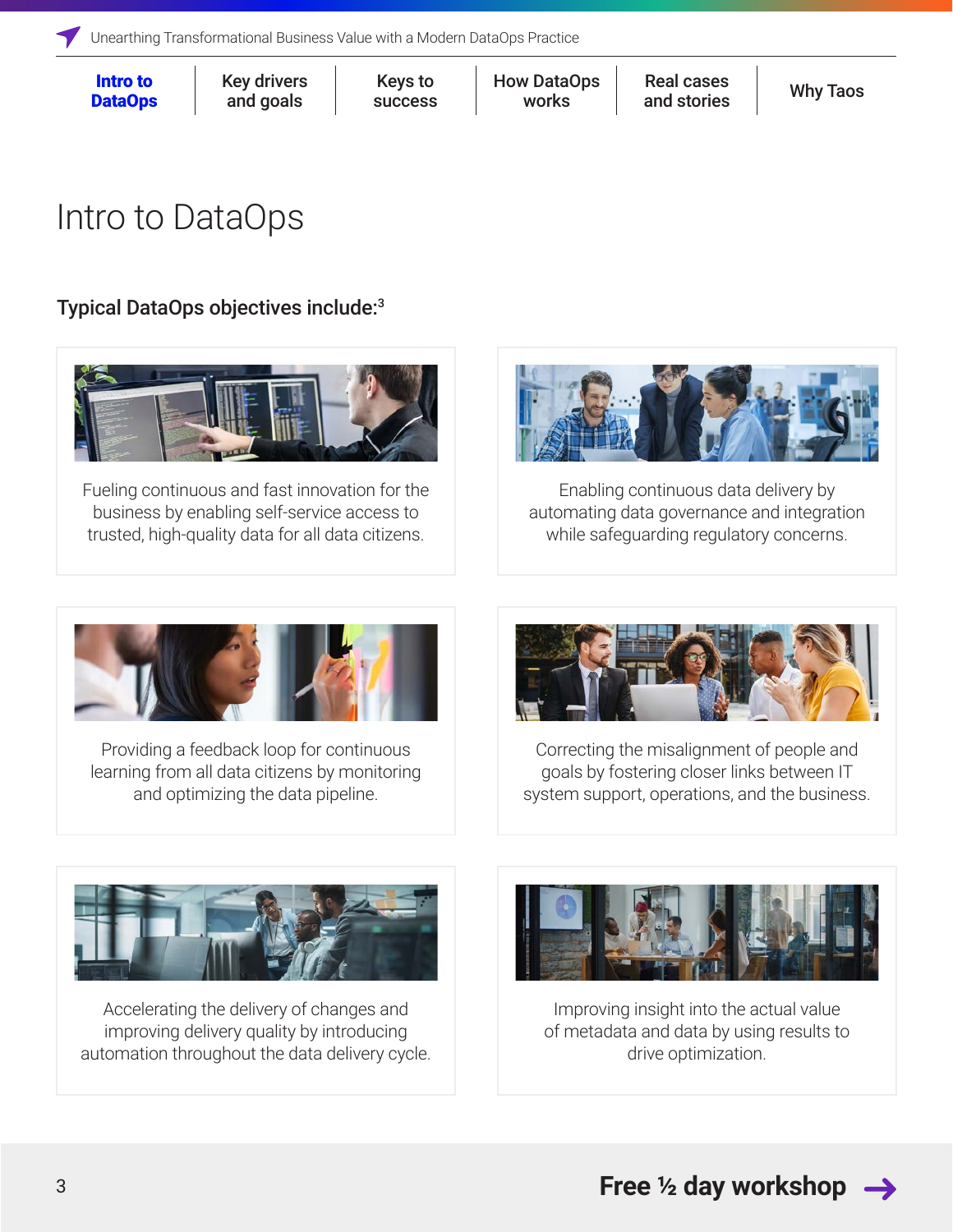# Intro to DataOps

**Typical DataOps objectives include:**[3]

Fueling continuous and fast innovation for the business by enabling self-service access to trusted, high-quality data for all data citizens.

Enabling continuous data delivery by automating data governance and integration while safeguarding regulatory concerns.

Providing a feedback loop for continuous learning from all data citizens by monitoring and optimizing the data pipeline.

Correcting the misalignment of people and goals by fostering closer links between IT system support, operations, and the business.

Accelerating the delivery of changes and improving delivery quality by introducing automation throughout the data delivery cycle.

Improving insight into the actual value of metadata and data by using results to drive optimization.

**Free ½ day workshop →**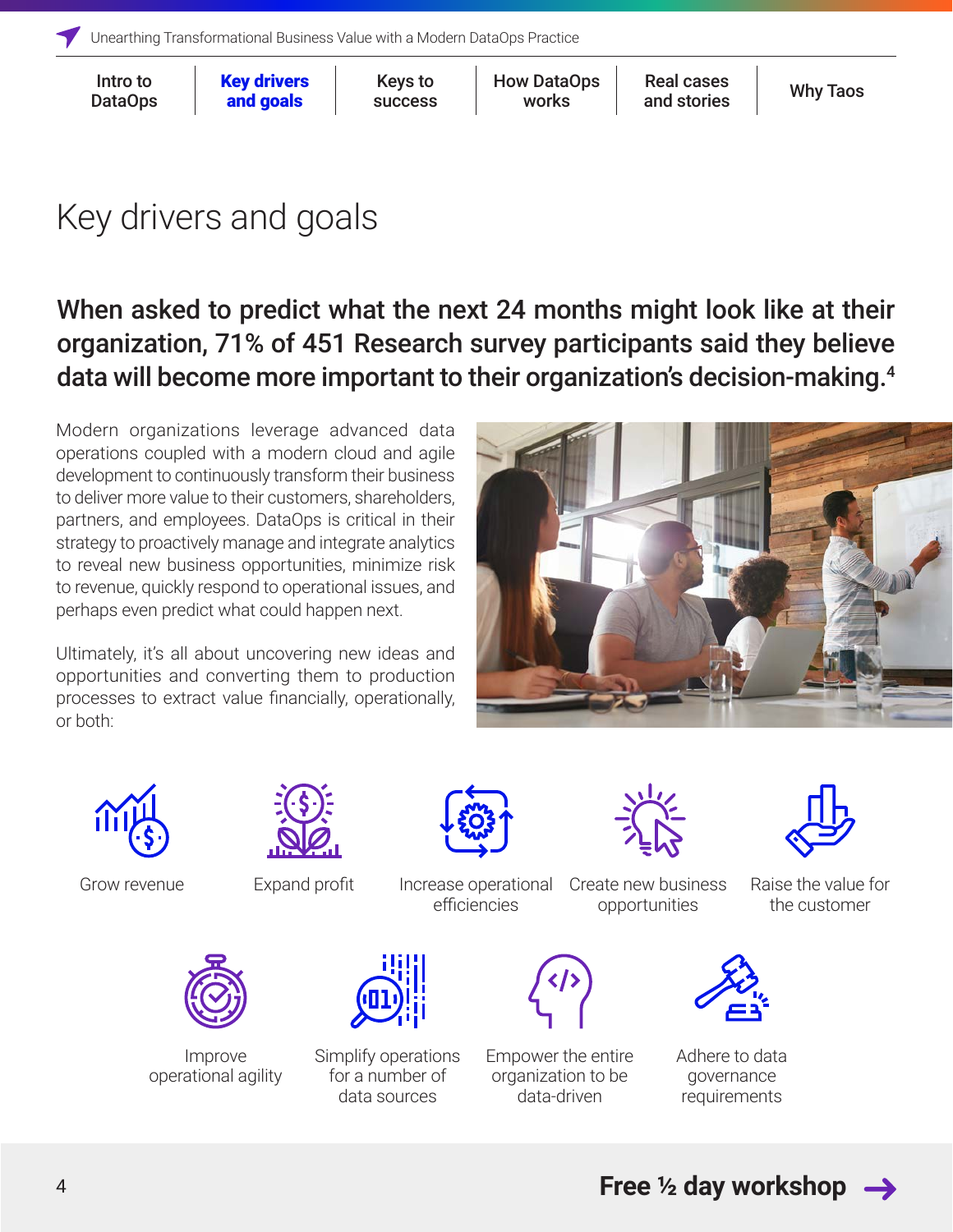# Key drivers and goals

**When asked to predict what the next 24 months might look like at their organization, 71% of 451 Research survey participants said they believe data will become more important to their organization's decision-making.[4]**

Modern organizations leverage advanced data operations coupled with a modern cloud and agile development to continuously transform their business to deliver more value to their customers, shareholders, partners, and employees. DataOps is critical in their strategy to proactively manage and integrate analytics to reveal new business opportunities, minimize risk to revenue, quickly respond to operational issues, and perhaps even predict what could happen next.

Ultimately, it's all about uncovering new ideas and opportunities and converting them to production processes to extract value financially, operationally, or both:

- Grow revenue
- Expand profit
- Increase operational efficiencies
- Create new business opportunities
- Raise the value for the customer
- Improve operational agility
- Simplify operations for a number of data sources
- Empower the entire organization to be data-driven
- Adhere to data governance requirements

**Free ½ day workshop →**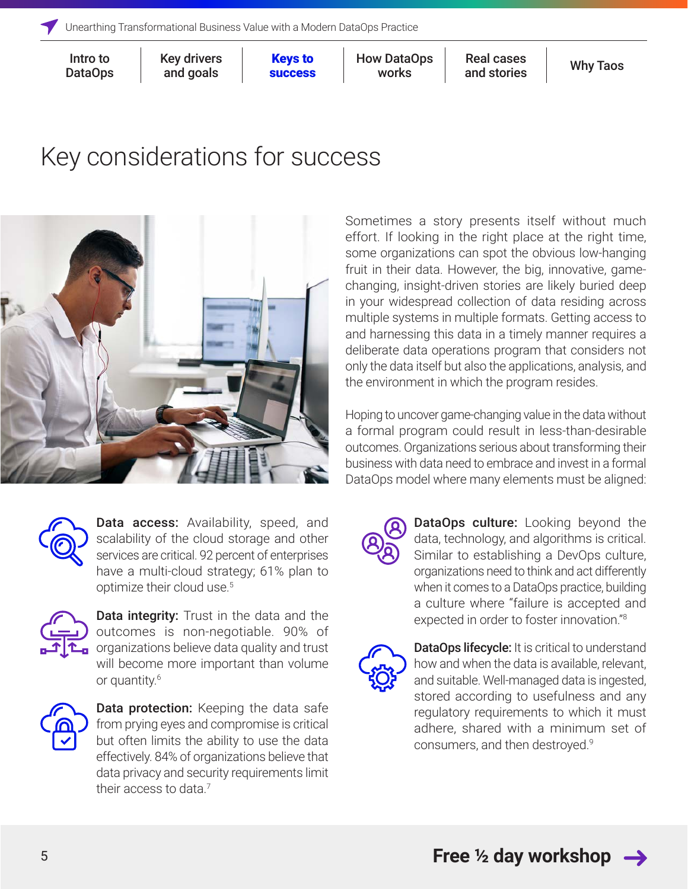# Key considerations for success

Sometimes a story presents itself without much effort. If looking in the right place at the right time, some organizations can spot the obvious low-hanging fruit in their data. However, the big, innovative, game-changing, insight-driven stories are likely buried deep in your widespread collection of data residing across multiple systems in multiple formats. Getting access to and harnessing this data in a timely manner requires a deliberate data operations program that considers not only the data itself but also the applications, analysis, and the environment in which the program resides.

Hoping to uncover game-changing value in the data without a formal program could result in less-than-desirable outcomes. Organizations serious about transforming their business with data need to embrace and invest in a formal DataOps model where many elements must be aligned:

**Data access:** Availability, speed, and scalability of the cloud storage and other services are critical. 92 percent of enterprises have a multi-cloud strategy; 61% plan to optimize their cloud use.[5]

**Data integrity:** Trust in the data and the outcomes is non-negotiable. 90% of organizations believe data quality and trust will become more important than volume or quantity.[6]

**Data protection:** Keeping the data safe from prying eyes and compromise is critical but often limits the ability to use the data effectively. 84% of organizations believe that data privacy and security requirements limit their access to data.[7]

**DataOps culture:** Looking beyond the data, technology, and algorithms is critical. Similar to establishing a DevOps culture, organizations need to think and act differently when it comes to a DataOps practice, building a culture where "failure is accepted and expected in order to foster innovation."[8]

**DataOps lifecycle:** It is critical to understand how and when the data is available, relevant, and suitable. Well-managed data is ingested, stored according to usefulness and any regulatory requirements to which it must adhere, shared with a minimum set of consumers, and then destroyed.[9]

**Free ½ day workshop →**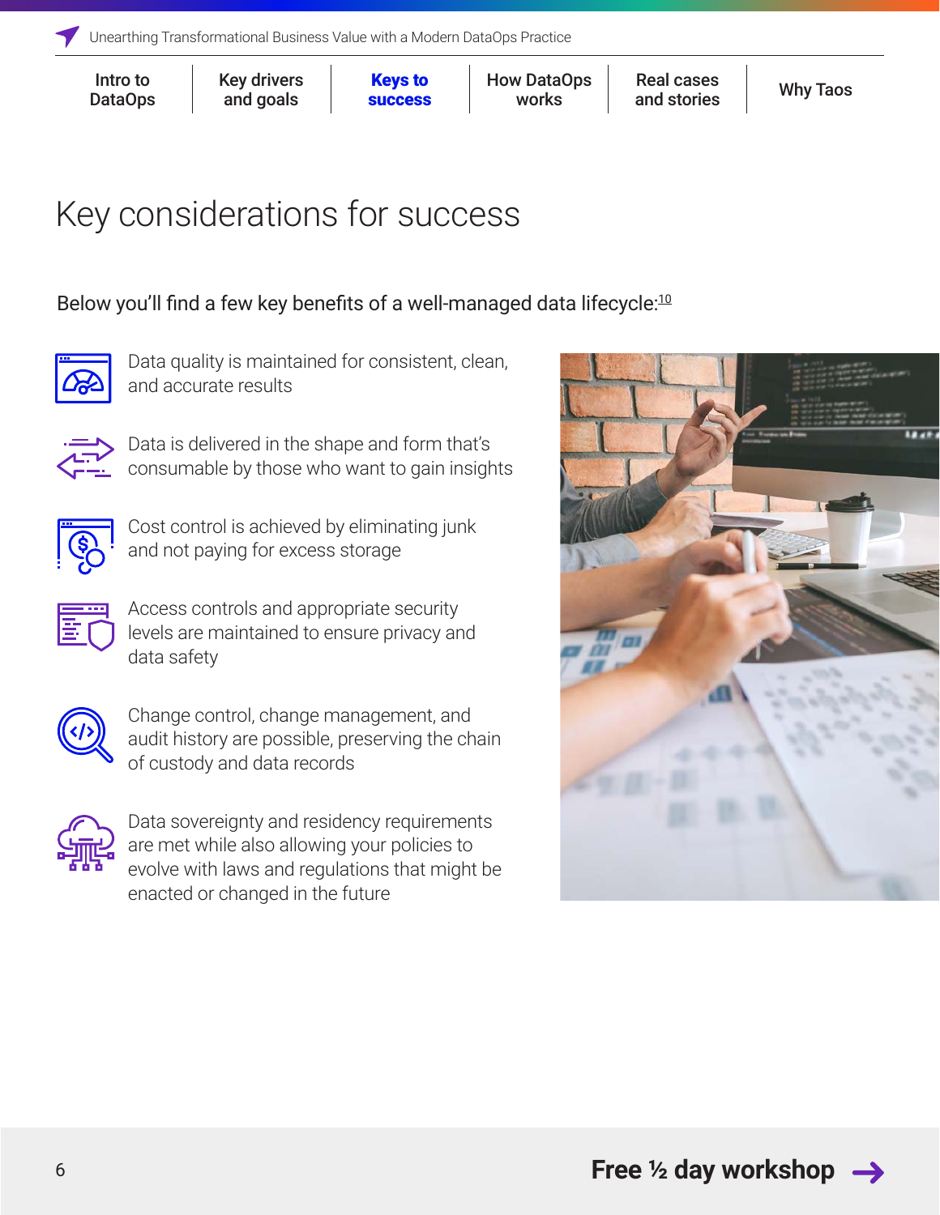# Key considerations for success

Below you'll find a few key benefits of a well-managed data lifecycle:[10]

- Data quality is maintained for consistent, clean, and accurate results
- Data is delivered in the shape and form that's consumable by those who want to gain insights
- Cost control is achieved by eliminating junk and not paying for excess storage
- Access controls and appropriate security levels are maintained to ensure privacy and data safety
- Change control, change management, and audit history are possible, preserving the chain of custody and data records
- Data sovereignty and residency requirements are met while also allowing your policies to evolve with laws and regulations that might be enacted or changed in the future

**Free ½ day workshop →**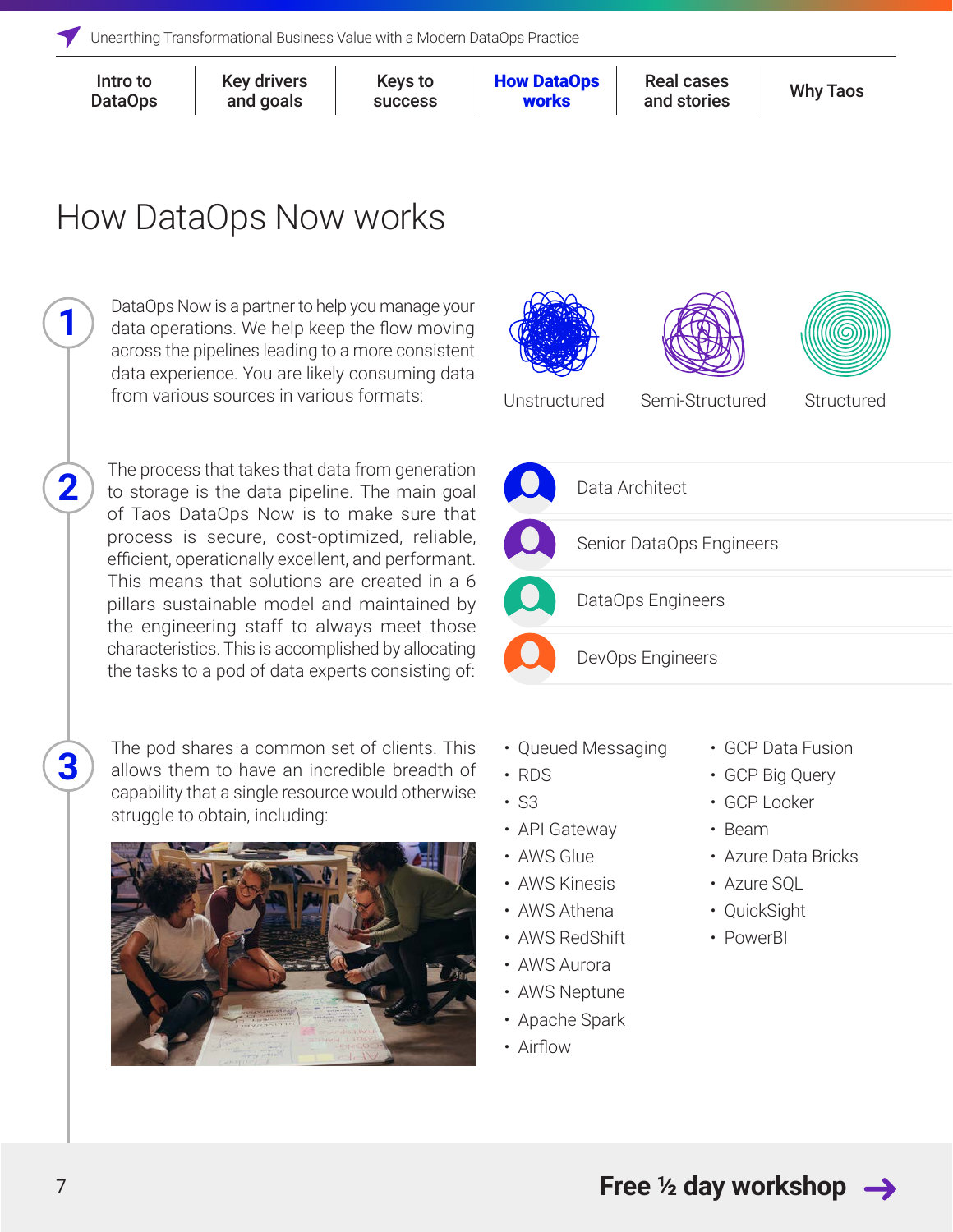# How DataOps Now works

**1**

DataOps Now is a partner to help you manage your data operations. We help keep the flow moving across the pipelines leading to a more consistent data experience. You are likely consuming data from various sources in various formats:

- Unstructured
- Semi-Structured
- Structured

**2**

The process that takes that data from generation to storage is the data pipeline. The main goal of Taos DataOps Now is to make sure that process is secure, cost-optimized, reliable, efficient, operationally excellent, and performant. This means that solutions are created in a 6 pillars sustainable model and maintained by the engineering staff to always meet those characteristics. This is accomplished by allocating the tasks to a pod of data experts consisting of:

- Data Architect
- Senior DataOps Engineers
- DataOps Engineers
- DevOps Engineers

**3**

The pod shares a common set of clients. This allows them to have an incredible breadth of capability that a single resource would otherwise struggle to obtain, including:

- Queued Messaging
- RDS
- S3
- API Gateway
- AWS Glue
- AWS Kinesis
- AWS Athena
- AWS RedShift
- AWS Aurora
- AWS Neptune
- Apache Spark
- Airflow
- GCP Data Fusion
- GCP Big Query
- GCP Looker
- Beam
- Azure Data Bricks
- Azure SQL
- QuickSight
- PowerBI

**Free ½ day workshop →**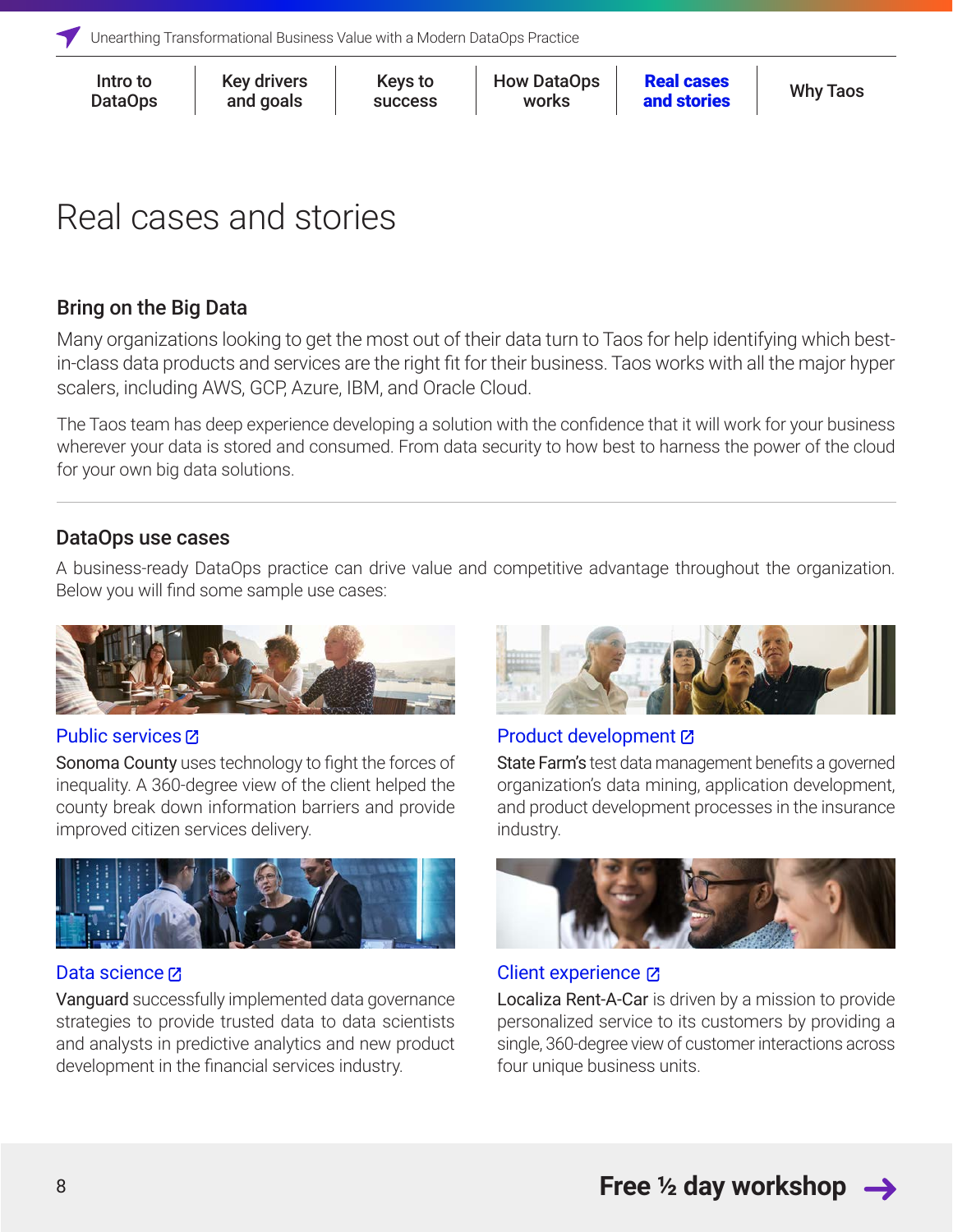# Real cases and stories

## Bring on the Big Data

Many organizations looking to get the most out of their data turn to Taos for help identifying which best-in-class data products and services are the right fit for their business. Taos works with all the major hyper scalers, including AWS, GCP, Azure, IBM, and Oracle Cloud.

The Taos team has deep experience developing a solution with the confidence that it will work for your business wherever your data is stored and consumed. From data security to how best to harness the power of the cloud for your own big data solutions.

---

## DataOps use cases

A business-ready DataOps practice can drive value and competitive advantage throughout the organization. Below you will find some sample use cases:

### Public services

Sonoma County uses technology to fight the forces of inequality. A 360-degree view of the client helped the county break down information barriers and provide improved citizen services delivery.

### Product development

State Farm's test data management benefits a governed organization's data mining, application development, and product development processes in the insurance industry.

### Data science

Vanguard successfully implemented data governance strategies to provide trusted data to data scientists and analysts in predictive analytics and new product development in the financial services industry.

### Client experience

Localiza Rent-A-Car is driven by a mission to provide personalized service to its customers by providing a single, 360-degree view of customer interactions across four unique business units.

**Free ½ day workshop →**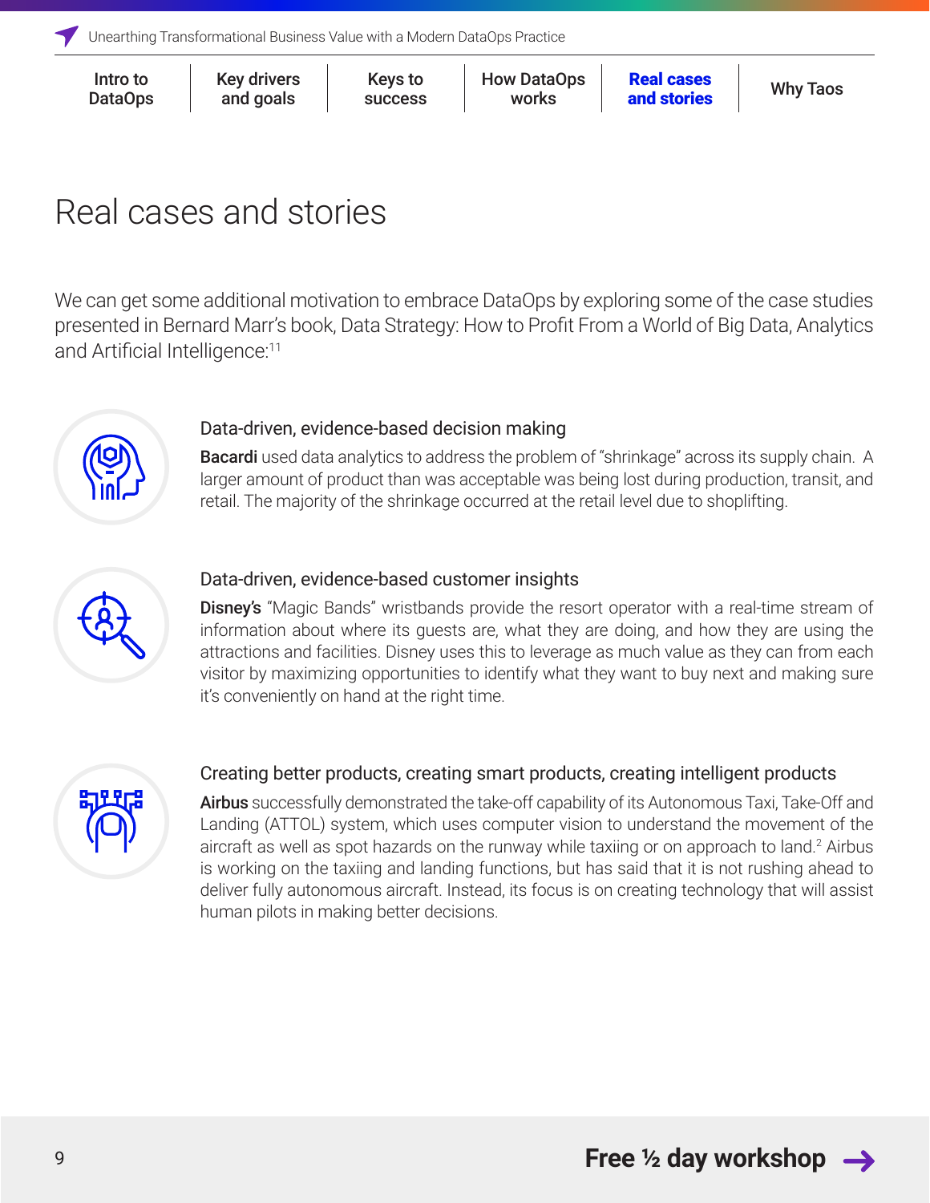# Real cases and stories

We can get some additional motivation to embrace DataOps by exploring some of the case studies presented in Bernard Marr's book, Data Strategy: How to Profit From a World of Big Data, Analytics and Artificial Intelligence:[11]

### Data-driven, evidence-based decision making

**Bacardi** used data analytics to address the problem of "shrinkage" across its supply chain. A larger amount of product than was acceptable was being lost during production, transit, and retail. The majority of the shrinkage occurred at the retail level due to shoplifting.

### Data-driven, evidence-based customer insights

**Disney's** "Magic Bands" wristbands provide the resort operator with a real-time stream of information about where its guests are, what they are doing, and how they are using the attractions and facilities. Disney uses this to leverage as much value as they can from each visitor by maximizing opportunities to identify what they want to buy next and making sure it's conveniently on hand at the right time.

### Creating better products, creating smart products, creating intelligent products

**Airbus** successfully demonstrated the take-off capability of its Autonomous Taxi, Take-Off and Landing (ATTOL) system, which uses computer vision to understand the movement of the aircraft as well as spot hazards on the runway while taxiing or on approach to land.[2] Airbus is working on the taxiing and landing functions, but has said that it is not rushing ahead to deliver fully autonomous aircraft. Instead, its focus is on creating technology that will assist human pilots in making better decisions.

**Free ½ day workshop →**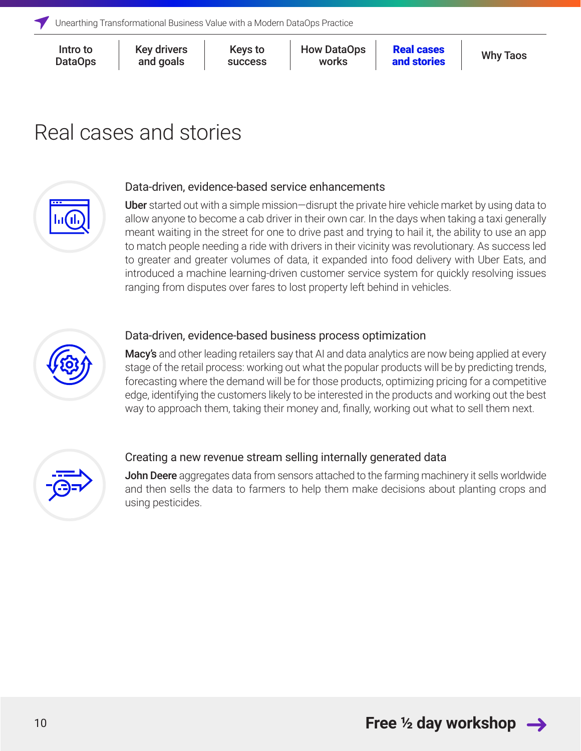# Real cases and stories

## Data-driven, evidence-based service enhancements

**Uber** started out with a simple mission—disrupt the private hire vehicle market by using data to allow anyone to become a cab driver in their own car. In the days when taking a taxi generally meant waiting in the street for one to drive past and trying to hail it, the ability to use an app to match people needing a ride with drivers in their vicinity was revolutionary. As success led to greater and greater volumes of data, it expanded into food delivery with Uber Eats, and introduced a machine learning-driven customer service system for quickly resolving issues ranging from disputes over fares to lost property left behind in vehicles.

## Data-driven, evidence-based business process optimization

**Macy's** and other leading retailers say that AI and data analytics are now being applied at every stage of the retail process: working out what the popular products will be by predicting trends, forecasting where the demand will be for those products, optimizing pricing for a competitive edge, identifying the customers likely to be interested in the products and working out the best way to approach them, taking their money and, finally, working out what to sell them next.

## Creating a new revenue stream selling internally generated data

**John Deere** aggregates data from sensors attached to the farming machinery it sells worldwide and then sells the data to farmers to help them make decisions about planting crops and using pesticides.

Free ½ day workshop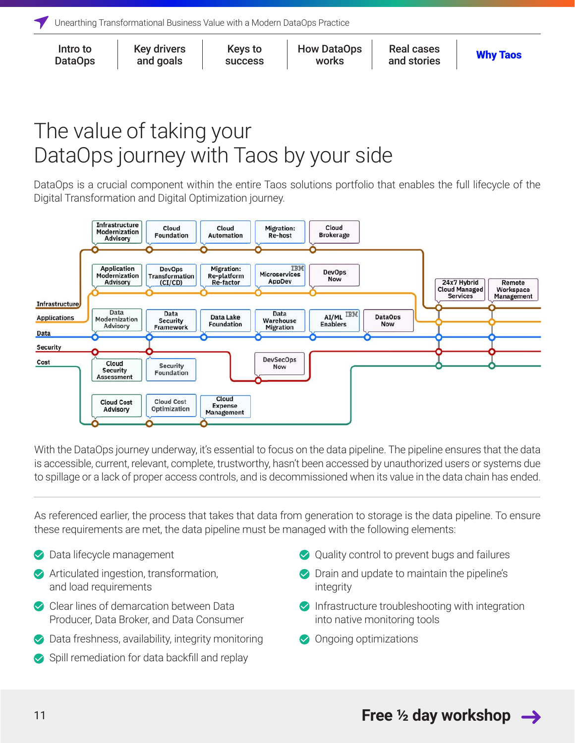Intro to DataOps | Key drivers and goals | Keys to success | How DataOps works | Real cases and stories | **Why Taos**

# The value of taking your DataOps journey with Taos by your side

DataOps is a crucial component within the entire Taos solutions portfolio that enables the full lifecycle of the Digital Transformation and Digital Optimization journey.

Infrastructure: Infrastructure Modernization Advisory, Cloud Foundation, Cloud Automation, Migration: Re-host, Cloud Brokerage, 24x7 Hybrid Cloud Managed Services, Remote Workspace Management

Applications: Application Modernization Advisory, DevOps Transformation (CI/CD), Migration: Re-platform Re-factor, Microservices AppDev (IBM), DevOps Now

Data: Data Modernization Advisory, Data Security Framework, Data Lake Foundation, Data Warehouse Migration, AI/ML Enablers (IBM), DataOps Now

Security: Cloud Security Assessment, Security Foundation, DevSecOps Now

Cost: Cloud Cost Advisory, Cloud Cost Optimization, Cloud Expense Management

With the DataOps journey underway, it's essential to focus on the data pipeline. The pipeline ensures that the data is accessible, current, relevant, complete, trustworthy, hasn't been accessed by unauthorized users or systems due to spillage or a lack of proper access controls, and is decommissioned when its value in the data chain has ended.

---

As referenced earlier, the process that takes that data from generation to storage is the data pipeline. To ensure these requirements are met, the data pipeline must be managed with the following elements:

- Data lifecycle management
- Articulated ingestion, transformation, and load requirements
- Clear lines of demarcation between Data Producer, Data Broker, and Data Consumer
- Data freshness, availability, integrity monitoring
- Spill remediation for data backfill and replay
- Quality control to prevent bugs and failures
- Drain and update to maintain the pipeline's integrity
- Infrastructure troubleshooting with integration into native monitoring tools
- Ongoing optimizations

**Free ½ day workshop →**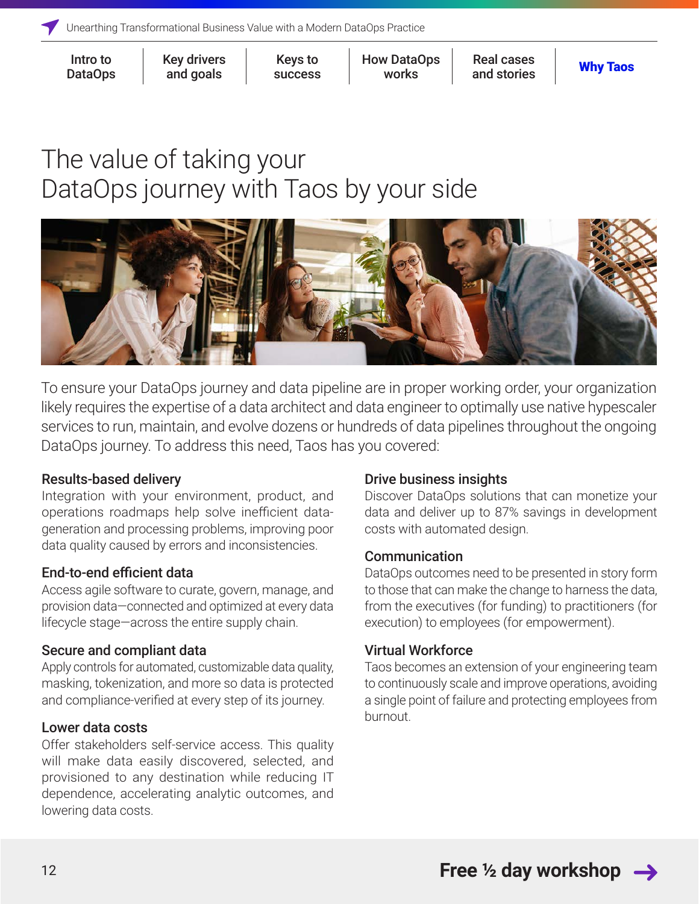# The value of taking your DataOps journey with Taos by your side

To ensure your DataOps journey and data pipeline are in proper working order, your organization likely requires the expertise of a data architect and data engineer to optimally use native hypescaler services to run, maintain, and evolve dozens or hundreds of data pipelines throughout the ongoing DataOps journey. To address this need, Taos has you covered:

### Results-based delivery

Integration with your environment, product, and operations roadmaps help solve inefficient data-generation and processing problems, improving poor data quality caused by errors and inconsistencies.

### End-to-end efficient data

Access agile software to curate, govern, manage, and provision data—connected and optimized at every data lifecycle stage—across the entire supply chain.

### Secure and compliant data

Apply controls for automated, customizable data quality, masking, tokenization, and more so data is protected and compliance-verified at every step of its journey.

### Lower data costs

Offer stakeholders self-service access. This quality will make data easily discovered, selected, and provisioned to any destination while reducing IT dependence, accelerating analytic outcomes, and lowering data costs.

### Drive business insights

Discover DataOps solutions that can monetize your data and deliver up to 87% savings in development costs with automated design.

### Communication

DataOps outcomes need to be presented in story form to those that can make the change to harness the data, from the executives (for funding) to practitioners (for execution) to employees (for empowerment).

### Virtual Workforce

Taos becomes an extension of your engineering team to continuously scale and improve operations, avoiding a single point of failure and protecting employees from burnout.

**Free ½ day workshop →**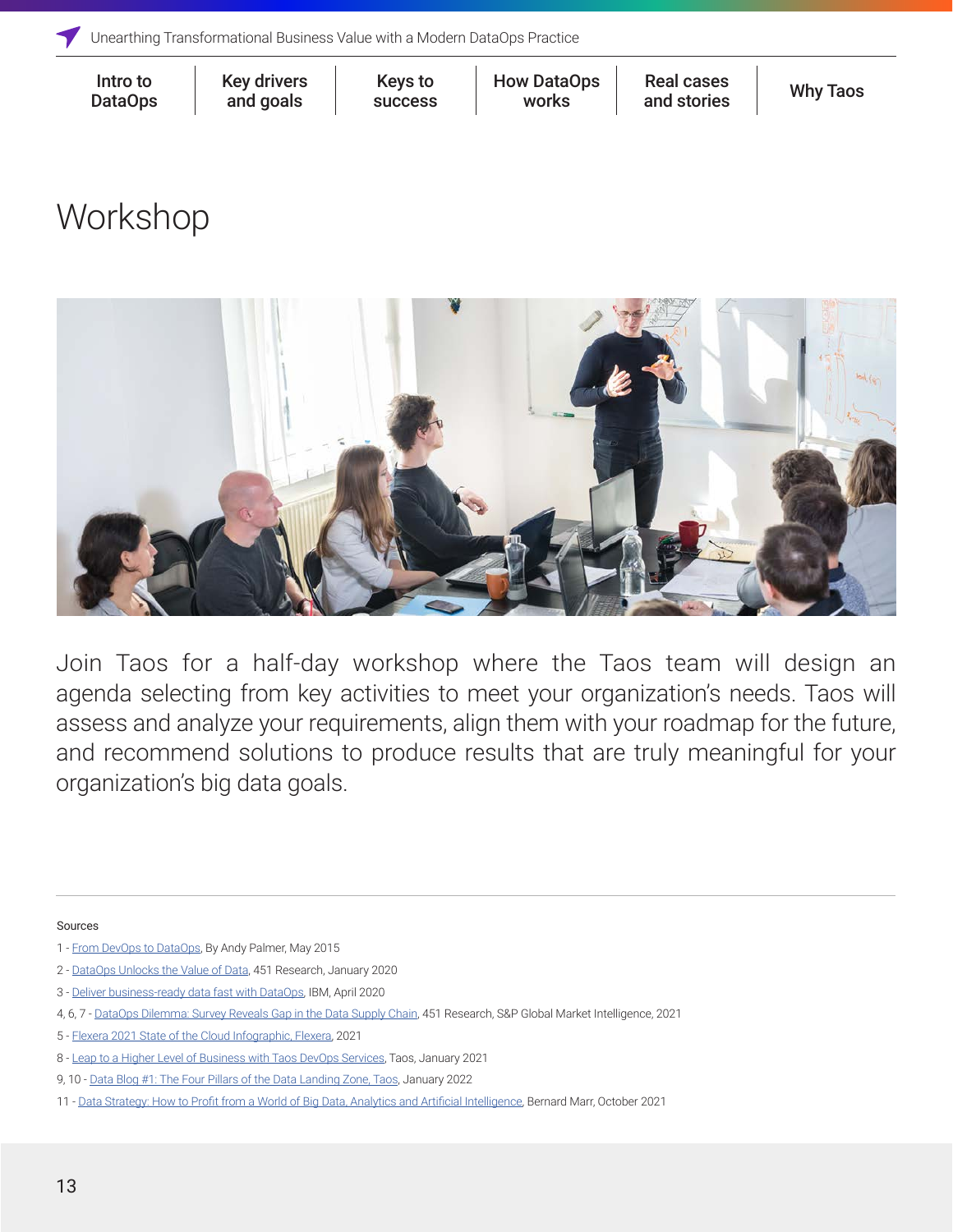# Workshop

Join Taos for a half-day workshop where the Taos team will design an agenda selecting from key activities to meet your organization's needs. Taos will assess and analyze your requirements, align them with your roadmap for the future, and recommend solutions to produce results that are truly meaningful for your organization's big data goals.

---

Sources

1 - From DevOps to DataOps, By Andy Palmer, May 2015

2 - DataOps Unlocks the Value of Data, 451 Research, January 2020

3 - Deliver business-ready data fast with DataOps, IBM, April 2020

4, 6, 7 - DataOps Dilemma: Survey Reveals Gap in the Data Supply Chain, 451 Research, S&P Global Market Intelligence, 2021

5 - Flexera 2021 State of the Cloud Infographic, Flexera, 2021

8 - Leap to a Higher Level of Business with Taos DevOps Services, Taos, January 2021

9, 10 - Data Blog #1: The Four Pillars of the Data Landing Zone, Taos, January 2022

11 - Data Strategy: How to Profit from a World of Big Data, Analytics and Artificial Intelligence, Bernard Marr, October 2021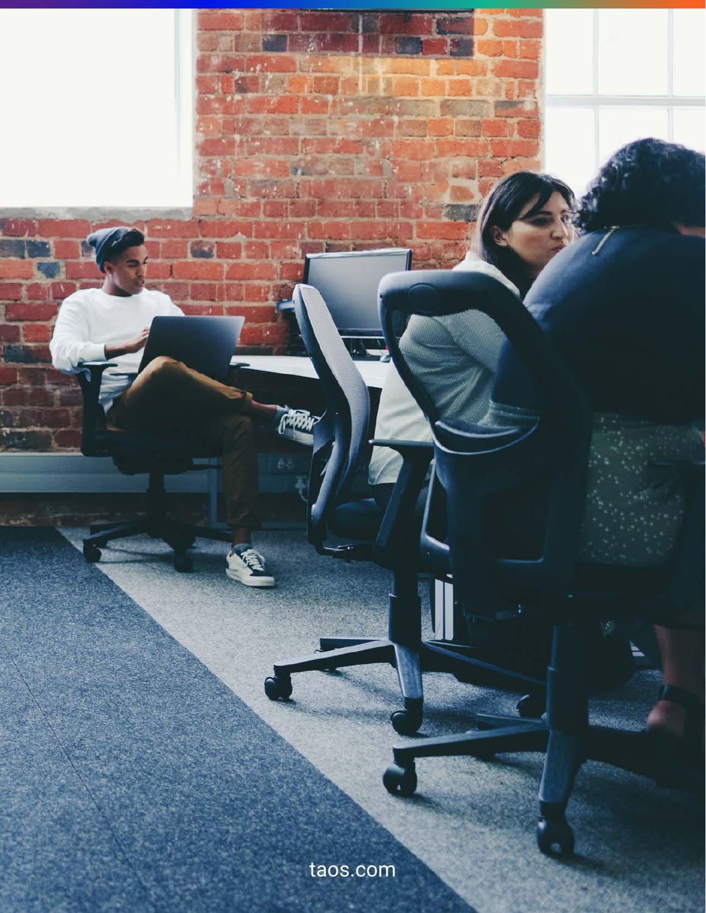taos.com